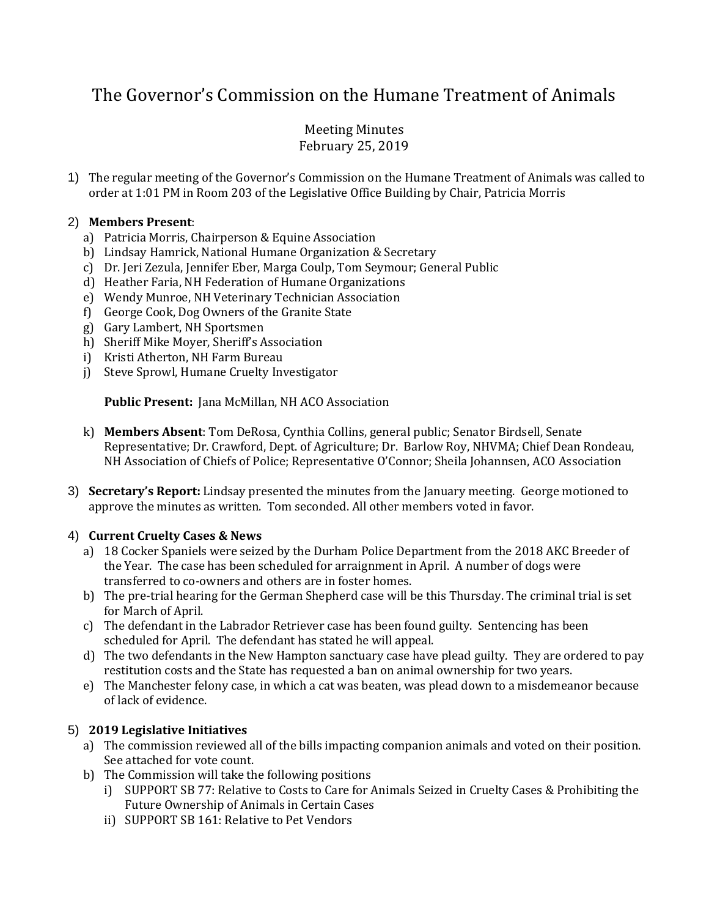# The Governor's Commission on the Humane Treatment of Animals

Meeting Minutes
February 25, 2019

1) The regular meeting of the Governor's Commission on the Humane Treatment of Animals was called to order at 1:01 PM in Room 203 of the Legislative Office Building by Chair, Patricia Morris

2) **Members Present**:
   a) Patricia Morris, Chairperson & Equine Association
   b) Lindsay Hamrick, National Humane Organization & Secretary
   c) Dr. Jeri Zezula, Jennifer Eber, Marga Coulp, Tom Seymour; General Public
   d) Heather Faria, NH Federation of Humane Organizations
   e) Wendy Munroe, NH Veterinary Technician Association
   f) George Cook, Dog Owners of the Granite State
   g) Gary Lambert, NH Sportsmen
   h) Sheriff Mike Moyer, Sheriff's Association
   i) Kristi Atherton, NH Farm Bureau
   j) Steve Sprowl, Humane Cruelty Investigator

   **Public Present:** Jana McMillan, NH ACO Association

   k) **Members Absent**: Tom DeRosa, Cynthia Collins, general public; Senator Birdsell, Senate Representative; Dr. Crawford, Dept. of Agriculture; Dr. Barlow Roy, NHVMA; Chief Dean Rondeau, NH Association of Chiefs of Police; Representative O'Connor; Sheila Johannsen, ACO Association

3) **Secretary's Report:** Lindsay presented the minutes from the January meeting. George motioned to approve the minutes as written. Tom seconded. All other members voted in favor.

4) **Current Cruelty Cases & News**
   a) 18 Cocker Spaniels were seized by the Durham Police Department from the 2018 AKC Breeder of the Year. The case has been scheduled for arraignment in April. A number of dogs were transferred to co-owners and others are in foster homes.
   b) The pre-trial hearing for the German Shepherd case will be this Thursday. The criminal trial is set for March of April.
   c) The defendant in the Labrador Retriever case has been found guilty. Sentencing has been scheduled for April. The defendant has stated he will appeal.
   d) The two defendants in the New Hampton sanctuary case have plead guilty. They are ordered to pay restitution costs and the State has requested a ban on animal ownership for two years.
   e) The Manchester felony case, in which a cat was beaten, was plead down to a misdemeanor because of lack of evidence.

5) **2019 Legislative Initiatives**
   a) The commission reviewed all of the bills impacting companion animals and voted on their position. See attached for vote count.
   b) The Commission will take the following positions
      i) SUPPORT SB 77: Relative to Costs to Care for Animals Seized in Cruelty Cases & Prohibiting the Future Ownership of Animals in Certain Cases
      ii) SUPPORT SB 161: Relative to Pet Vendors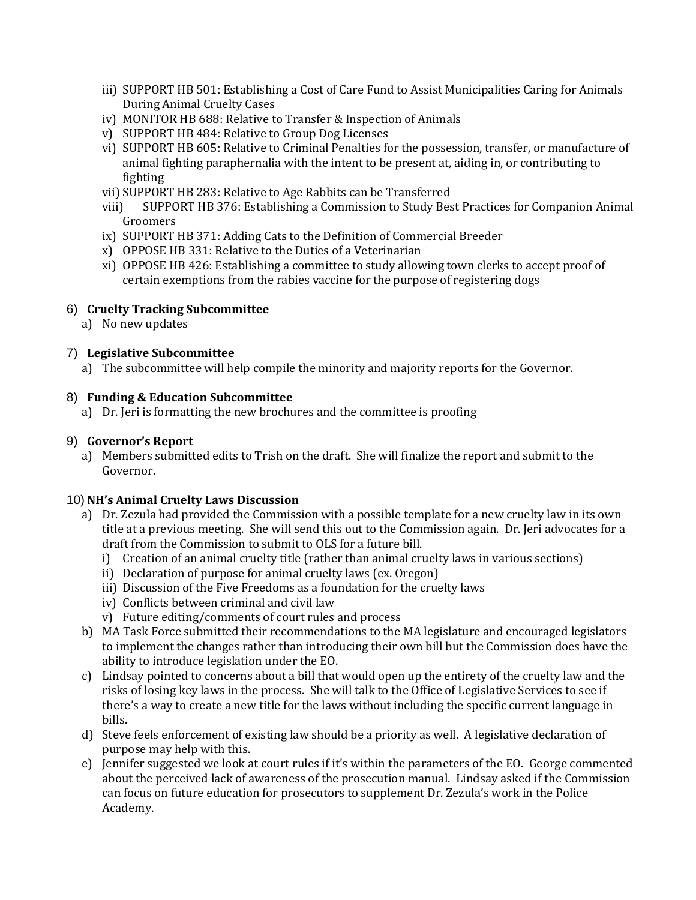iii) SUPPORT HB 501: Establishing a Cost of Care Fund to Assist Municipalities Caring for Animals During Animal Cruelty Cases
   iv) MONITOR HB 688: Relative to Transfer & Inspection of Animals
   v) SUPPORT HB 484: Relative to Group Dog Licenses
   vi) SUPPORT HB 605: Relative to Criminal Penalties for the possession, transfer, or manufacture of animal fighting paraphernalia with the intent to be present at, aiding in, or contributing to fighting
   vii) SUPPORT HB 283: Relative to Age Rabbits can be Transferred
   viii) SUPPORT HB 376: Establishing a Commission to Study Best Practices for Companion Animal Groomers
   ix) SUPPORT HB 371: Adding Cats to the Definition of Commercial Breeder
   x) OPPOSE HB 331: Relative to the Duties of a Veterinarian
   xi) OPPOSE HB 426: Establishing a committee to study allowing town clerks to accept proof of certain exemptions from the rabies vaccine for the purpose of registering dogs

6) **Cruelty Tracking Subcommittee**
   a) No new updates

7) **Legislative Subcommittee**
   a) The subcommittee will help compile the minority and majority reports for the Governor.

8) **Funding & Education Subcommittee**
   a) Dr. Jeri is formatting the new brochures and the committee is proofing

9) **Governor's Report**
   a) Members submitted edits to Trish on the draft. She will finalize the report and submit to the Governor.

10) **NH's Animal Cruelty Laws Discussion**
   a) Dr. Zezula had provided the Commission with a possible template for a new cruelty law in its own title at a previous meeting. She will send this out to the Commission again. Dr. Jeri advocates for a draft from the Commission to submit to OLS for a future bill.
      i) Creation of an animal cruelty title (rather than animal cruelty laws in various sections)
      ii) Declaration of purpose for animal cruelty laws (ex. Oregon)
      iii) Discussion of the Five Freedoms as a foundation for the cruelty laws
      iv) Conflicts between criminal and civil law
      v) Future editing/comments of court rules and process
   b) MA Task Force submitted their recommendations to the MA legislature and encouraged legislators to implement the changes rather than introducing their own bill but the Commission does have the ability to introduce legislation under the EO.
   c) Lindsay pointed to concerns about a bill that would open up the entirety of the cruelty law and the risks of losing key laws in the process. She will talk to the Office of Legislative Services to see if there's a way to create a new title for the laws without including the specific current language in bills.
   d) Steve feels enforcement of existing law should be a priority as well. A legislative declaration of purpose may help with this.
   e) Jennifer suggested we look at court rules if it's within the parameters of the EO. George commented about the perceived lack of awareness of the prosecution manual. Lindsay asked if the Commission can focus on future education for prosecutors to supplement Dr. Zezula's work in the Police Academy.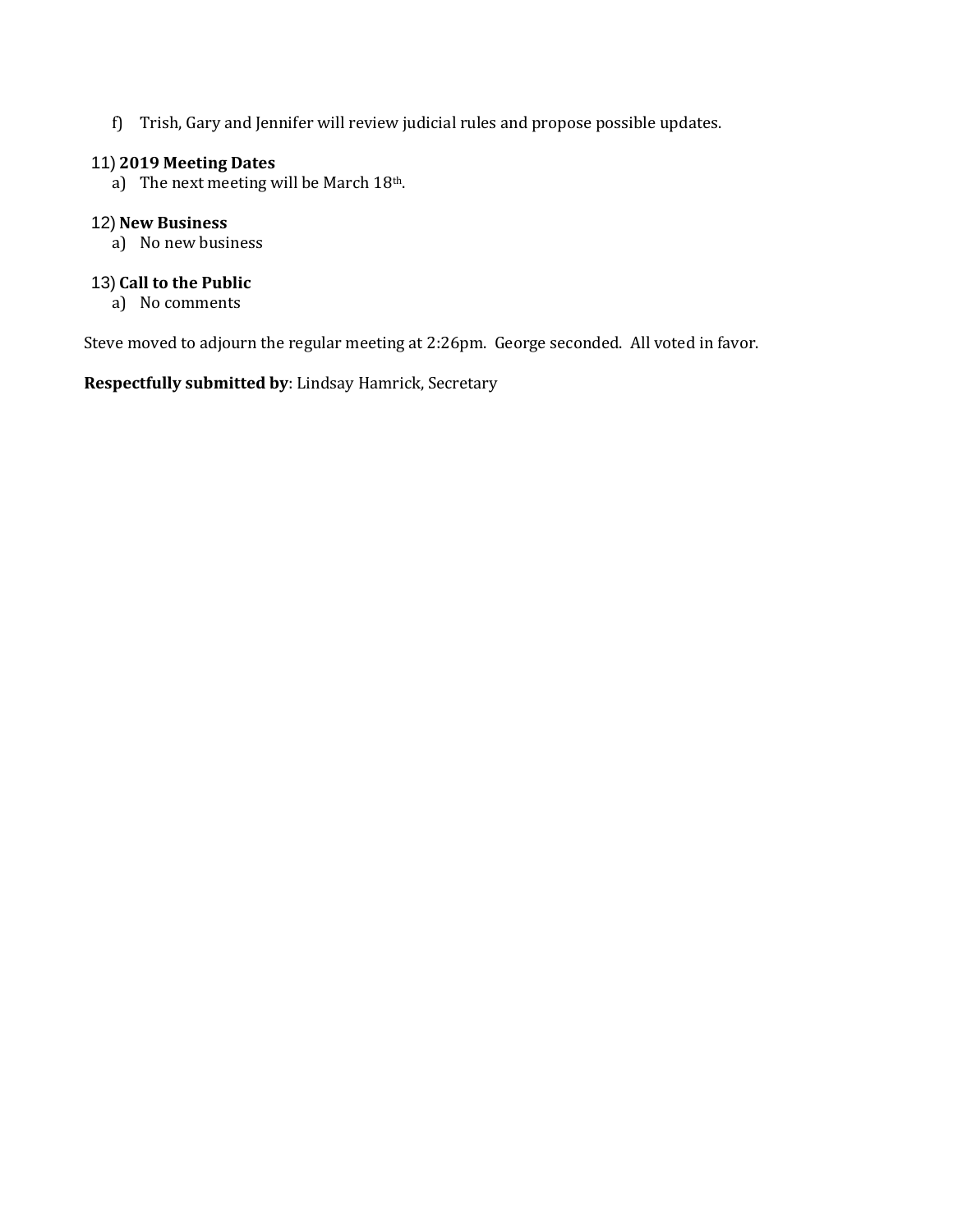f) Trish, Gary and Jennifer will review judicial rules and propose possible updates.

11) **2019 Meeting Dates**

a) The next meeting will be March 18th.

12) **New Business**

a) No new business

13) **Call to the Public**

a) No comments

Steve moved to adjourn the regular meeting at 2:26pm. George seconded. All voted in favor.

**Respectfully submitted by**: Lindsay Hamrick, Secretary